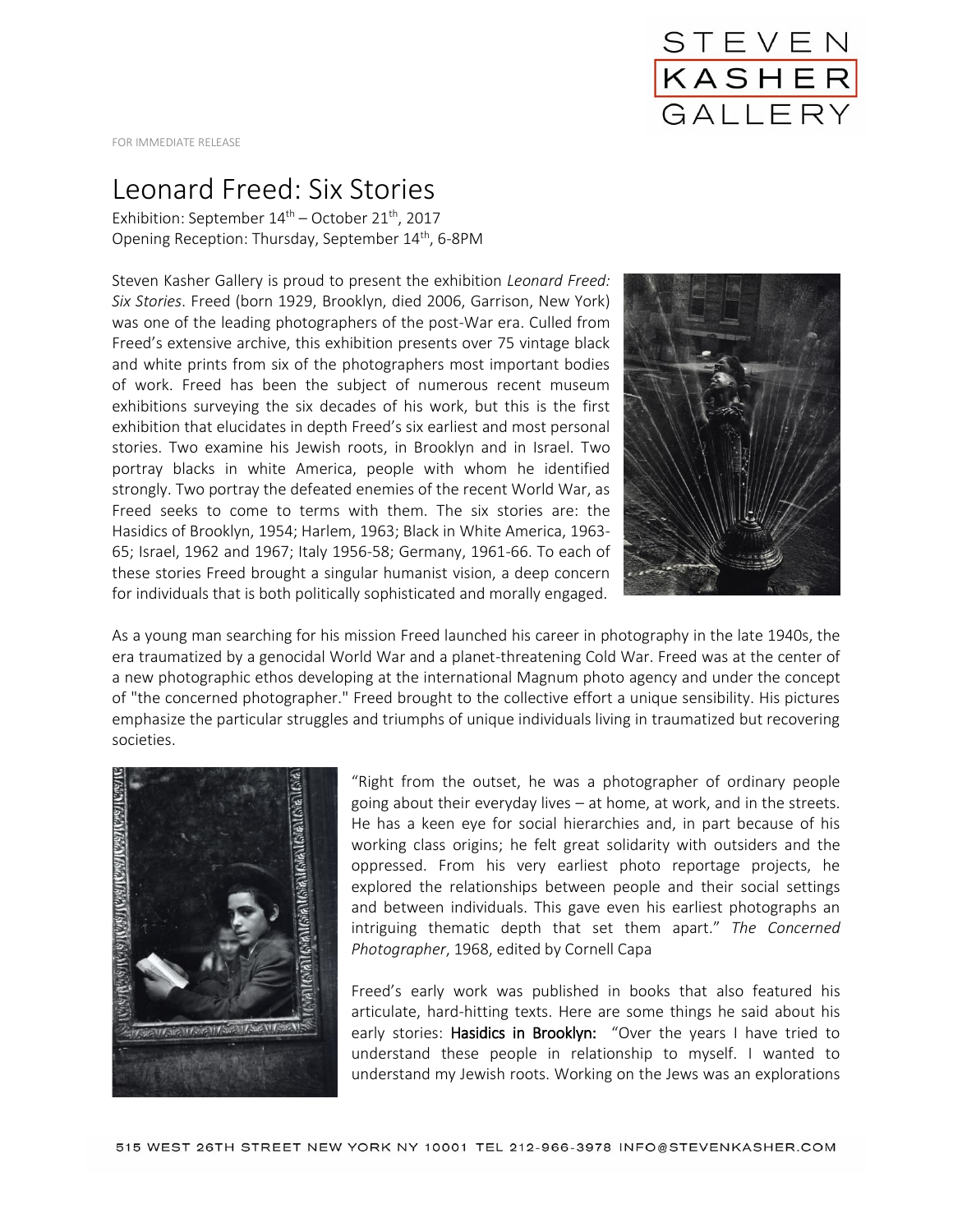STEVEN KASHER GALLERY

FOR IMMEDIATE RELEASE

# Leonard Freed: Six Stories

Exhibition: September 14th – October 21th, 2017
Opening Reception: Thursday, September 14th, 6-8PM

Steven Kasher Gallery is proud to present the exhibition *Leonard Freed: Six Stories*. Freed (born 1929, Brooklyn, died 2006, Garrison, New York) was one of the leading photographers of the post-War era. Culled from Freed's extensive archive, this exhibition presents over 75 vintage black and white prints from six of the photographers most important bodies of work. Freed has been the subject of numerous recent museum exhibitions surveying the six decades of his work, but this is the first exhibition that elucidates in depth Freed's six earliest and most personal stories. Two examine his Jewish roots, in Brooklyn and in Israel. Two portray blacks in white America, people with whom he identified strongly. Two portray the defeated enemies of the recent World War, as Freed seeks to come to terms with them. The six stories are: the Hasidics of Brooklyn, 1954; Harlem, 1963; Black in White America, 1963-65; Israel, 1962 and 1967; Italy 1956-58; Germany, 1961-66. To each of these stories Freed brought a singular humanist vision, a deep concern for individuals that is both politically sophisticated and morally engaged.

As a young man searching for his mission Freed launched his career in photography in the late 1940s, the era traumatized by a genocidal World War and a planet-threatening Cold War. Freed was at the center of a new photographic ethos developing at the international Magnum photo agency and under the concept of "the concerned photographer." Freed brought to the collective effort a unique sensibility. His pictures emphasize the particular struggles and triumphs of unique individuals living in traumatized but recovering societies.

"Right from the outset, he was a photographer of ordinary people going about their everyday lives – at home, at work, and in the streets. He has a keen eye for social hierarchies and, in part because of his working class origins; he felt great solidarity with outsiders and the oppressed. From his very earliest photo reportage projects, he explored the relationships between people and their social settings and between individuals. This gave even his earliest photographs an intriguing thematic depth that set them apart." *The Concerned Photographer*, 1968, edited by Cornell Capa

Freed's early work was published in books that also featured his articulate, hard-hitting texts. Here are some things he said about his early stories: **Hasidics in Brooklyn:** "Over the years I have tried to understand these people in relationship to myself. I wanted to understand my Jewish roots. Working on the Jews was an explorations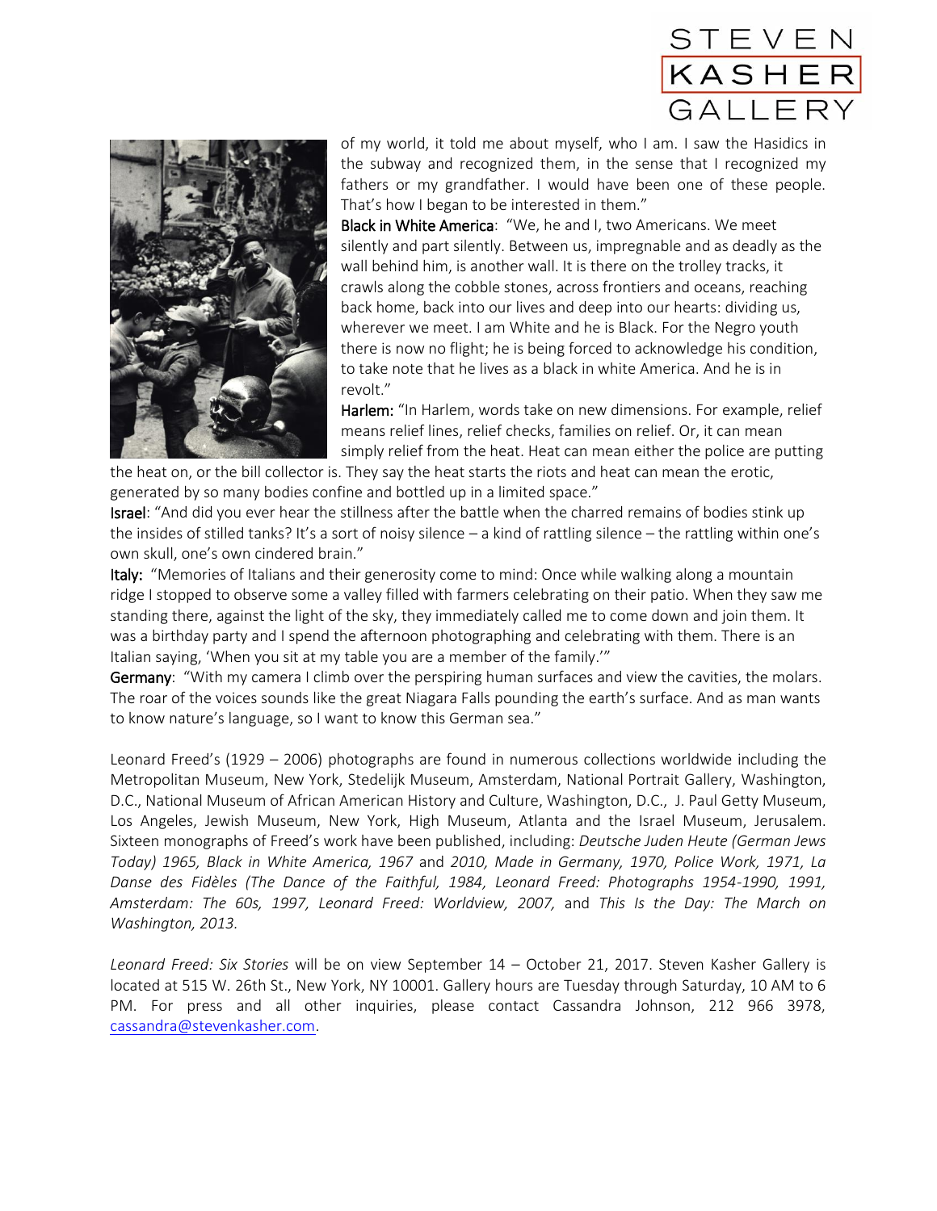of my world, it told me about myself, who I am. I saw the Hasidics in the subway and recognized them, in the sense that I recognized my fathers or my grandfather. I would have been one of these people. That's how I began to be interested in them."

**Black in White America**: "We, he and I, two Americans. We meet silently and part silently. Between us, impregnable and as deadly as the wall behind him, is another wall. It is there on the trolley tracks, it crawls along the cobble stones, across frontiers and oceans, reaching back home, back into our lives and deep into our hearts: dividing us, wherever we meet. I am White and he is Black. For the Negro youth there is now no flight; he is being forced to acknowledge his condition, to take note that he lives as a black in white America. And he is in revolt."

**Harlem:** "In Harlem, words take on new dimensions. For example, relief means relief lines, relief checks, families on relief. Or, it can mean simply relief from the heat. Heat can mean either the police are putting the heat on, or the bill collector is. They say the heat starts the riots and heat can mean the erotic, generated by so many bodies confine and bottled up in a limited space."

**Israel**: "And did you ever hear the stillness after the battle when the charred remains of bodies stink up the insides of stilled tanks? It's a sort of noisy silence – a kind of rattling silence – the rattling within one's own skull, one's own cindered brain."

**Italy:** "Memories of Italians and their generosity come to mind: Once while walking along a mountain ridge I stopped to observe some a valley filled with farmers celebrating on their patio. When they saw me standing there, against the light of the sky, they immediately called me to come down and join them. It was a birthday party and I spend the afternoon photographing and celebrating with them. There is an Italian saying, 'When you sit at my table you are a member of the family.'"

**Germany**: "With my camera I climb over the perspiring human surfaces and view the cavities, the molars. The roar of the voices sounds like the great Niagara Falls pounding the earth's surface. And as man wants to know nature's language, so I want to know this German sea."

Leonard Freed's (1929 – 2006) photographs are found in numerous collections worldwide including the Metropolitan Museum, New York, Stedelijk Museum, Amsterdam, National Portrait Gallery, Washington, D.C., National Museum of African American History and Culture, Washington, D.C., J. Paul Getty Museum, Los Angeles, Jewish Museum, New York, High Museum, Atlanta and the Israel Museum, Jerusalem. Sixteen monographs of Freed's work have been published, including: *Deutsche Juden Heute (German Jews Today) 1965, Black in White America, 1967* and *2010, Made in Germany, 1970, Police Work, 1971, La Danse des Fidèles (The Dance of the Faithful, 1984, Leonard Freed: Photographs 1954-1990, 1991, Amsterdam: The 60s, 1997, Leonard Freed: Worldview, 2007,* and *This Is the Day: The March on Washington, 2013.*

*Leonard Freed: Six Stories* will be on view September 14 – October 21, 2017. Steven Kasher Gallery is located at 515 W. 26th St., New York, NY 10001. Gallery hours are Tuesday through Saturday, 10 AM to 6 PM. For press and all other inquiries, please contact Cassandra Johnson, 212 966 3978, cassandra@stevenkasher.com.